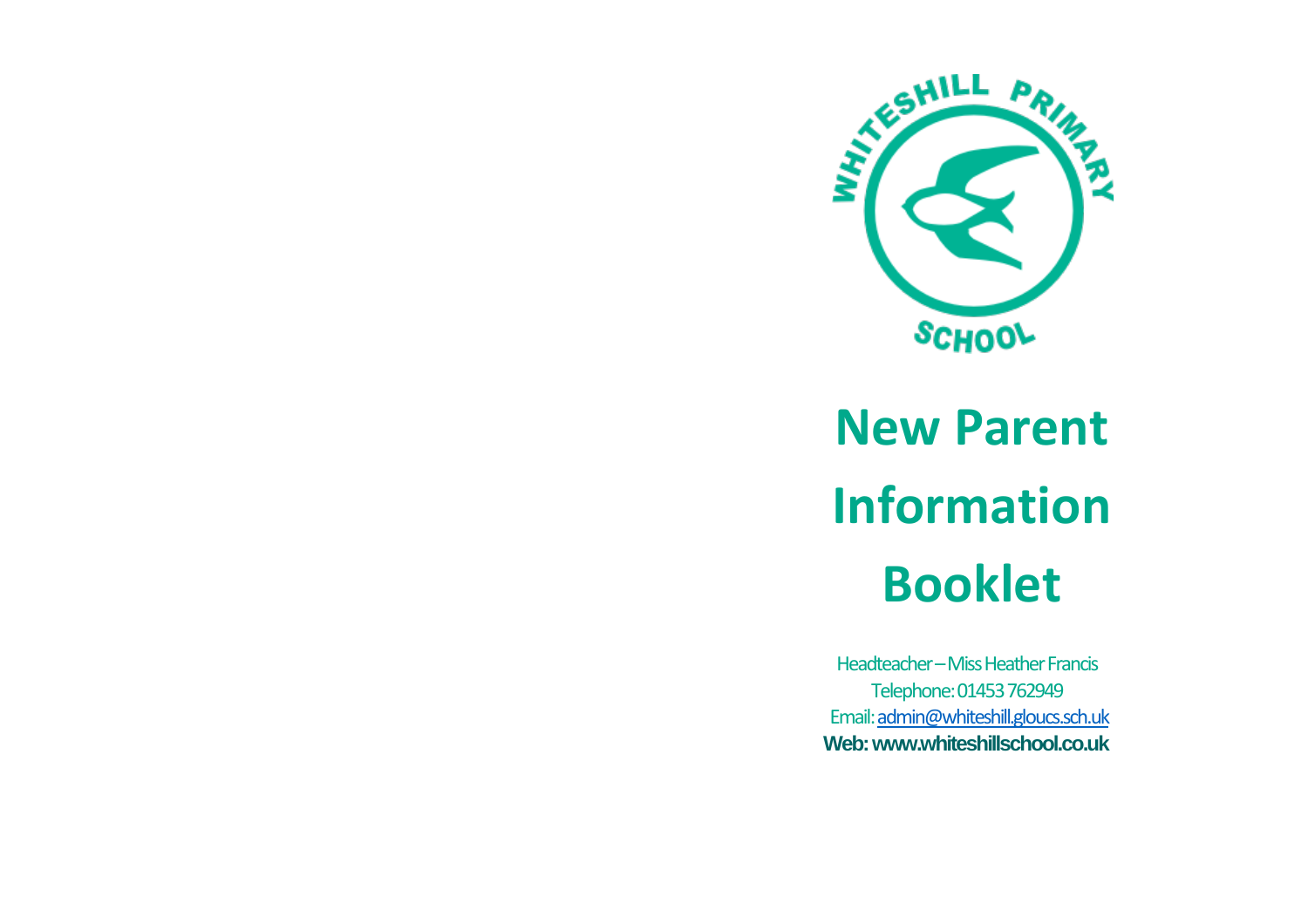WHITESHILL PRIMARY SCHOOL

# New Parent Information Booklet

Headteacher – Miss Heather Francis
Telephone: 01453 762949
Email: admin@whiteshill.gloucs.sch.uk
**Web: www.whiteshillschool.co.uk**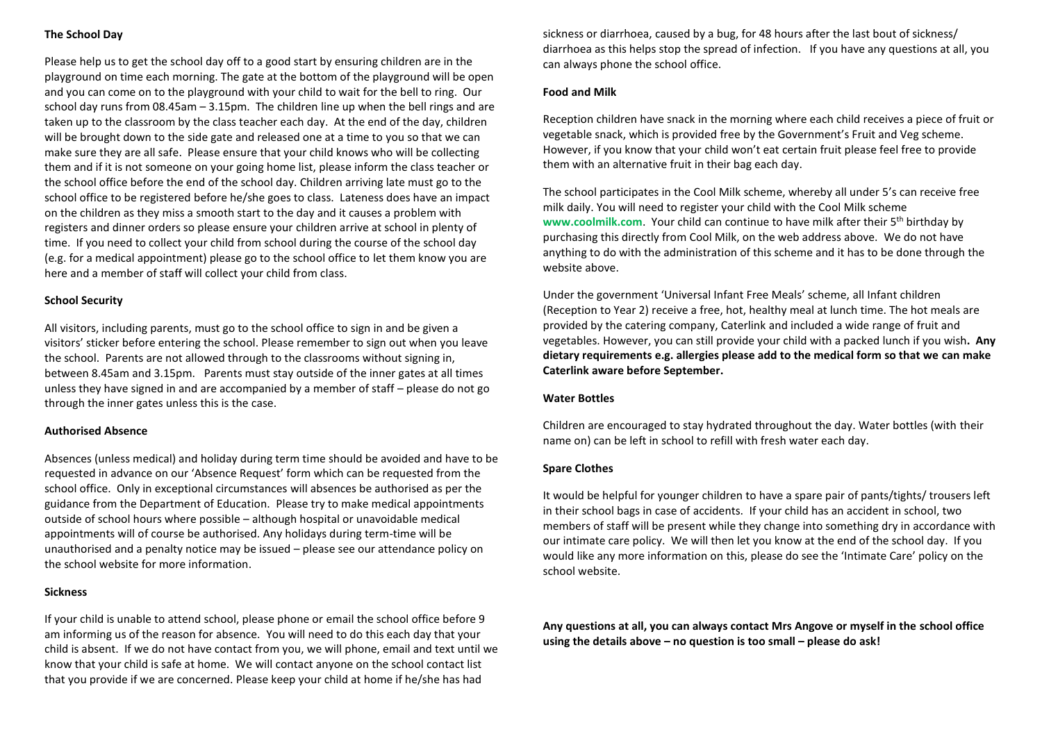**The School Day**

Please help us to get the school day off to a good start by ensuring children are in the playground on time each morning. The gate at the bottom of the playground will be open and you can come on to the playground with your child to wait for the bell to ring. Our school day runs from 08.45am – 3.15pm. The children line up when the bell rings and are taken up to the classroom by the class teacher each day. At the end of the day, children will be brought down to the side gate and released one at a time to you so that we can make sure they are all safe. Please ensure that your child knows who will be collecting them and if it is not someone on your going home list, please inform the class teacher or the school office before the end of the school day. Children arriving late must go to the school office to be registered before he/she goes to class. Lateness does have an impact on the children as they miss a smooth start to the day and it causes a problem with registers and dinner orders so please ensure your children arrive at school in plenty of time. If you need to collect your child from school during the course of the school day (e.g. for a medical appointment) please go to the school office to let them know you are here and a member of staff will collect your child from class.

**School Security**

All visitors, including parents, must go to the school office to sign in and be given a visitors' sticker before entering the school. Please remember to sign out when you leave the school. Parents are not allowed through to the classrooms without signing in, between 8.45am and 3.15pm. Parents must stay outside of the inner gates at all times unless they have signed in and are accompanied by a member of staff – please do not go through the inner gates unless this is the case.

**Authorised Absence**

Absences (unless medical) and holiday during term time should be avoided and have to be requested in advance on our 'Absence Request' form which can be requested from the school office. Only in exceptional circumstances will absences be authorised as per the guidance from the Department of Education. Please try to make medical appointments outside of school hours where possible – although hospital or unavoidable medical appointments will of course be authorised. Any holidays during term-time will be unauthorised and a penalty notice may be issued – please see our attendance policy on the school website for more information.

**Sickness**

If your child is unable to attend school, please phone or email the school office before 9 am informing us of the reason for absence. You will need to do this each day that your child is absent. If we do not have contact from you, we will phone, email and text until we know that your child is safe at home. We will contact anyone on the school contact list that you provide if we are concerned. Please keep your child at home if he/she has had sickness or diarrhoea, caused by a bug, for 48 hours after the last bout of sickness/ diarrhoea as this helps stop the spread of infection. If you have any questions at all, you can always phone the school office.

**Food and Milk**

Reception children have snack in the morning where each child receives a piece of fruit or vegetable snack, which is provided free by the Government's Fruit and Veg scheme. However, if you know that your child won't eat certain fruit please feel free to provide them with an alternative fruit in their bag each day.

The school participates in the Cool Milk scheme, whereby all under 5's can receive free milk daily. You will need to register your child with the Cool Milk scheme **www.coolmilk.com**. Your child can continue to have milk after their 5th birthday by purchasing this directly from Cool Milk, on the web address above. We do not have anything to do with the administration of this scheme and it has to be done through the website above.

Under the government 'Universal Infant Free Meals' scheme, all Infant children (Reception to Year 2) receive a free, hot, healthy meal at lunch time. The hot meals are provided by the catering company, Caterlink and included a wide range of fruit and vegetables. However, you can still provide your child with a packed lunch if you wish**. Any dietary requirements e.g. allergies please add to the medical form so that we can make Caterlink aware before September.**

**Water Bottles**

Children are encouraged to stay hydrated throughout the day. Water bottles (with their name on) can be left in school to refill with fresh water each day.

**Spare Clothes**

It would be helpful for younger children to have a spare pair of pants/tights/ trousers left in their school bags in case of accidents. If your child has an accident in school, two members of staff will be present while they change into something dry in accordance with our intimate care policy. We will then let you know at the end of the school day. If you would like any more information on this, please do see the 'Intimate Care' policy on the school website.

**Any questions at all, you can always contact Mrs Angove or myself in the school office using the details above – no question is too small – please do ask!**